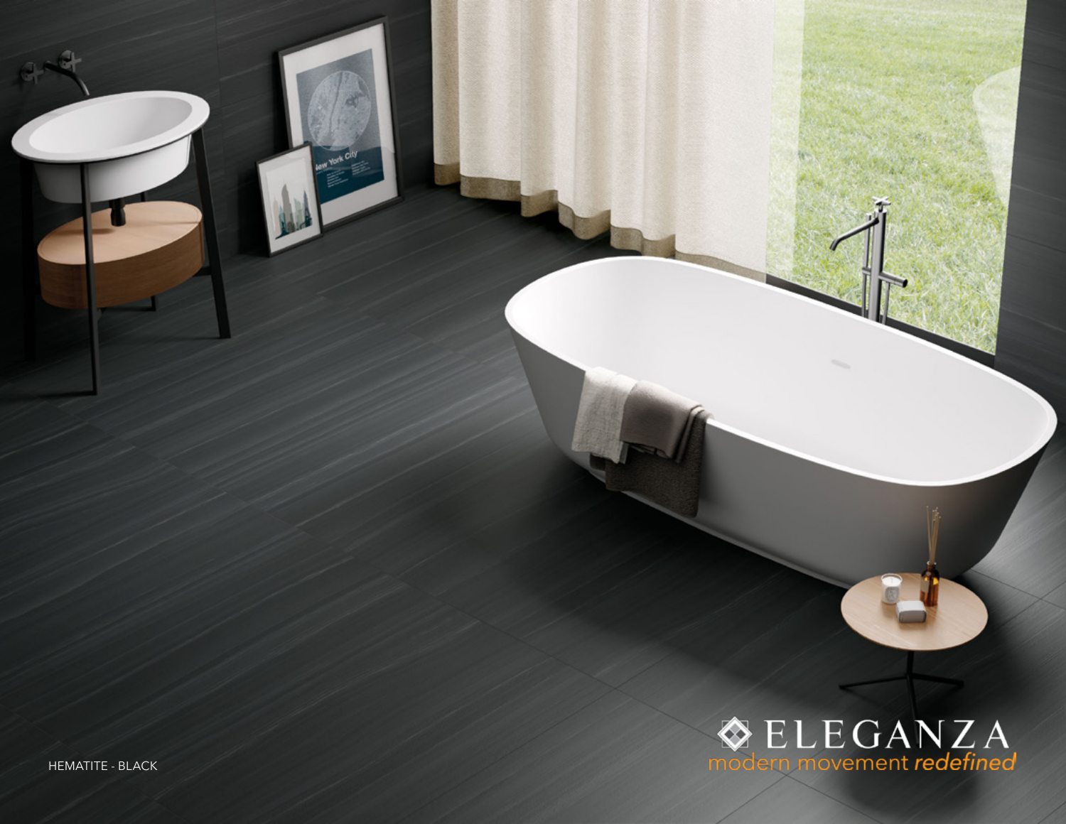ELEGANZA

modern movement *redefined*

HEMATITE - BLACK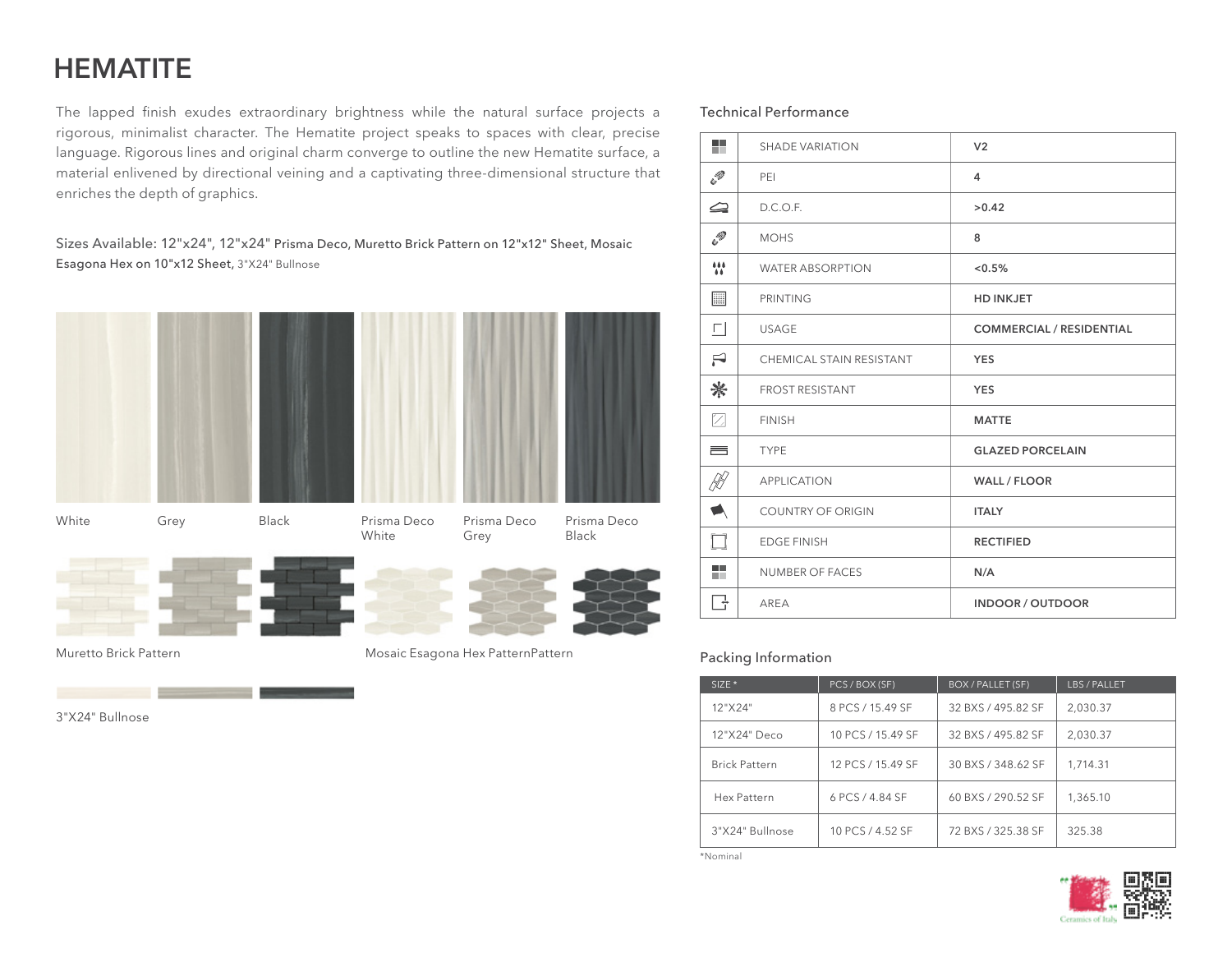# HEMATITE

The lapped finish exudes extraordinary brightness while the natural surface projects a rigorous, minimalist character. The Hematite project speaks to spaces with clear, precise language. Rigorous lines and original charm converge to outline the new Hematite surface, a material enlivened by directional veining and a captivating three-dimensional structure that enriches the depth of graphics.

Sizes Available: 12"x24", 12"x24" Prisma Deco, Muretto Brick Pattern on 12"x12" Sheet, Mosaic Esagona Hex on 10"x12 Sheet, 3"X24" Bullnose

White

Grey

Black

Prisma Deco White

Prisma Deco Grey

Prisma Deco Black

Muretto Brick Pattern

Mosaic Esagona Hex PatternPattern

3"X24" Bullnose

## Technical Performance

| | | |
|---|---|---|
| SHADE VARIATION | **V2** |
| PEI | **4** |
| D.C.O.F. | **>0.42** |
| MOHS | **8** |
| WATER ABSORPTION | **<0.5%** |
| PRINTING | **HD INKJET** |
| USAGE | **COMMERCIAL / RESIDENTIAL** |
| CHEMICAL STAIN RESISTANT | **YES** |
| FROST RESISTANT | **YES** |
| FINISH | **MATTE** |
| TYPE | **GLAZED PORCELAIN** |
| APPLICATION | **WALL / FLOOR** |
| COUNTRY OF ORIGIN | **ITALY** |
| EDGE FINISH | **RECTIFIED** |
| NUMBER OF FACES | **N/A** |
| AREA | **INDOOR / OUTDOOR** |

## Packing Information

| SIZE * | PCS / BOX (SF) | BOX / PALLET (SF) | LBS / PALLET |
|---|---|---|---|
| 12"X24" | 8 PCS / 15.49 SF | 32 BXS / 495.82 SF | 2,030.37 |
| 12"X24" Deco | 10 PCS / 15.49 SF | 32 BXS / 495.82 SF | 2,030.37 |
| Brick Pattern | 12 PCS / 15.49 SF | 30 BXS / 348.62 SF | 1,714.31 |
| Hex Pattern | 6 PCS / 4.84 SF | 60 BXS / 290.52 SF | 1,365.10 |
| 3"X24" Bullnose | 10 PCS / 4.52 SF | 72 BXS / 325.38 SF | 325.38 |

*Nominal

Ceramics of Italy